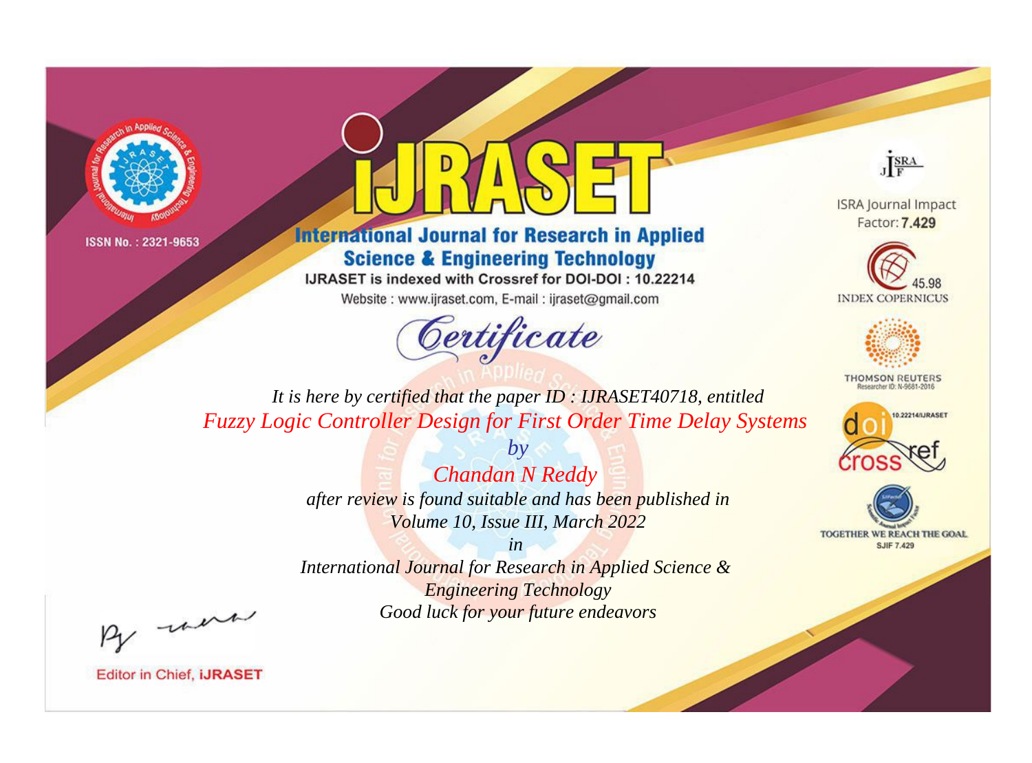ISSN No. : 2321-9653

# IJRASET

## International Journal for Research in Applied Science & Engineering Technology

IJRASET is indexed with Crossref for DOI-DOI : 10.22214

Website : www.ijraset.com, E-mail : ijraset@gmail.com

ISRA Journal Impact Factor: **7.429**

45.98 INDEX COPERNICUS

THOMSON REUTERS Researcher ID: N-9681-2016

10.22214/IJRASET

TOGETHER WE REACH THE GOAL SJIF 7.429

## *Certificate*

*It is here by certified that the paper ID : IJRASET40718, entitled*

*Fuzzy Logic Controller Design for First Order Time Delay Systems*

*by*

*Chandan N Reddy*

*after review is found suitable and has been published in*

*Volume 10, Issue III, March 2022*

*in*

*International Journal for Research in Applied Science & Engineering Technology*

*Good luck for your future endeavors*

Editor in Chief, **iJRASET**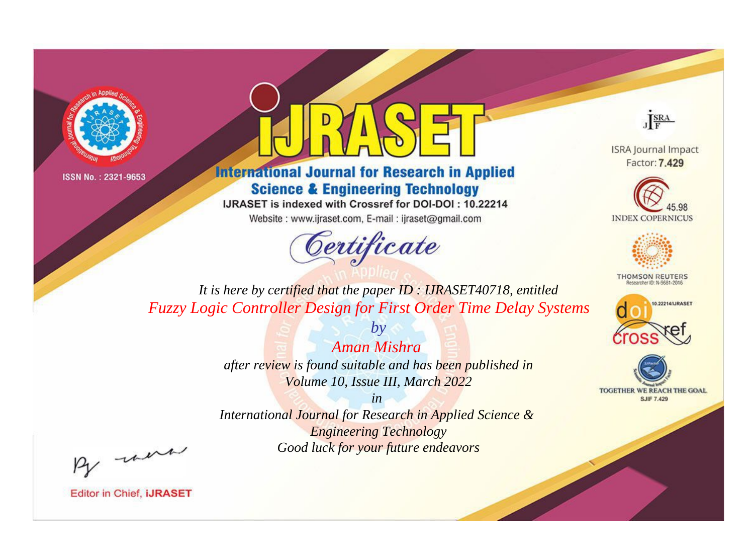ISSN No. : 2321-9653

# iJRASET

## International Journal for Research in Applied Science & Engineering Technology

IJRASET is indexed with Crossref for DOI-DOI : 10.22214

Website : www.ijraset.com, E-mail : ijraset@gmail.com

### Certificate

*It is here by certified that the paper ID : IJRASET40718, entitled*

*Fuzzy Logic Controller Design for First Order Time Delay Systems*

*by*

*Aman Mishra*

*after review is found suitable and has been published in*

*Volume 10, Issue III, March 2022*

*in*

*International Journal for Research in Applied Science & Engineering Technology*

*Good luck for your future endeavors*

ISRA Journal Impact Factor: **7.429**

45.98 INDEX COPERNICUS

THOMSON REUTERS Researcher ID: N-9681-2016

10.22214/IJRASET

TOGETHER WE REACH THE GOAL SJIF 7.429

Editor in Chief, **iJRASET**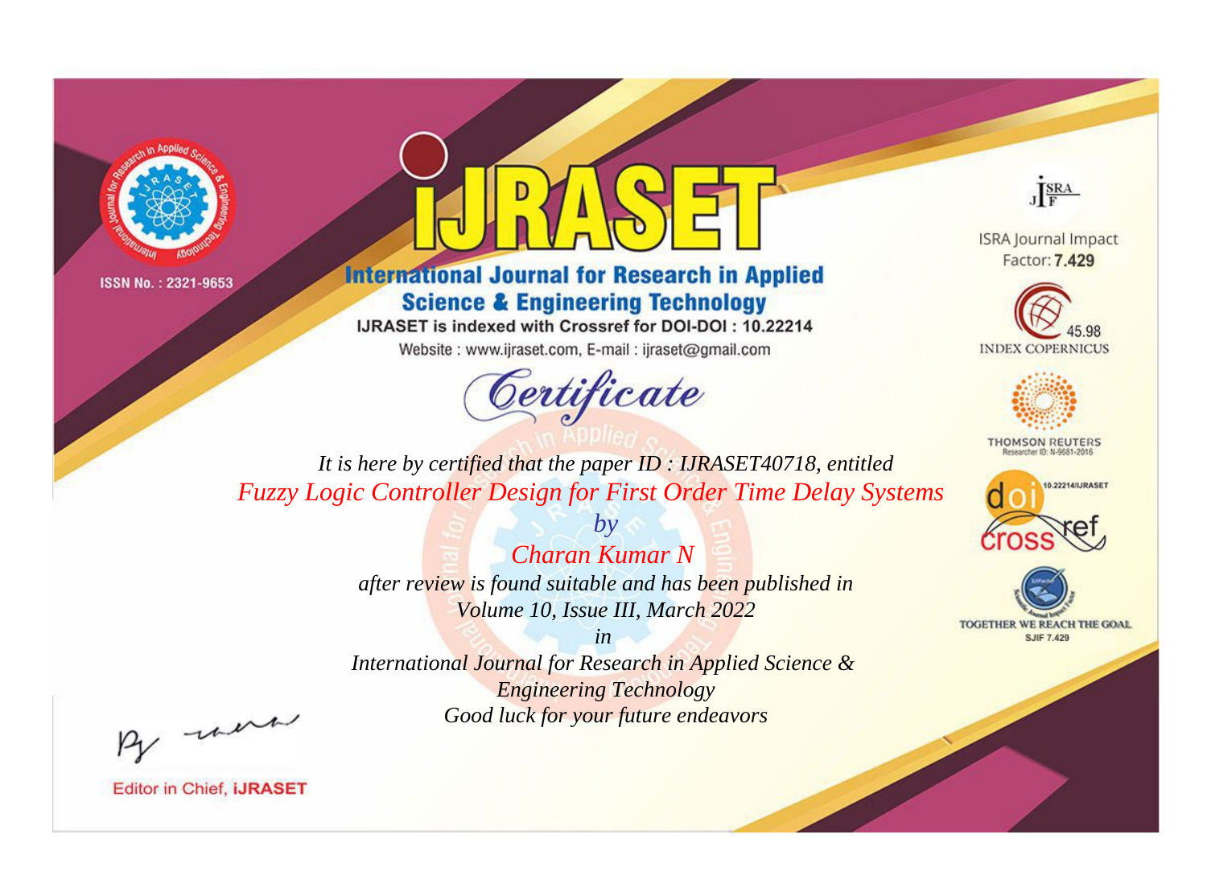ISSN No. : 2321-9653

# iJRASET

## International Journal for Research in Applied Science & Engineering Technology

IJRASET is indexed with Crossref for DOI-DOI : 10.22214

Website : www.ijraset.com, E-mail : ijraset@gmail.com

ISRA Journal Impact Factor: **7.429**

45.98 INDEX COPERNICUS

THOMSON REUTERS Researcher ID: N-9681-2016

10.22214/IJRASET

TOGETHER WE REACH THE GOAL SJIF 7.429

*Certificate*

*It is here by certified that the paper ID : IJRASET40718, entitled*

*Fuzzy Logic Controller Design for First Order Time Delay Systems*

*by*

*Charan Kumar N*

*after review is found suitable and has been published in*

*Volume 10, Issue III, March 2022*

*in*

*International Journal for Research in Applied Science & Engineering Technology*

*Good luck for your future endeavors*

Editor in Chief, **iJRASET**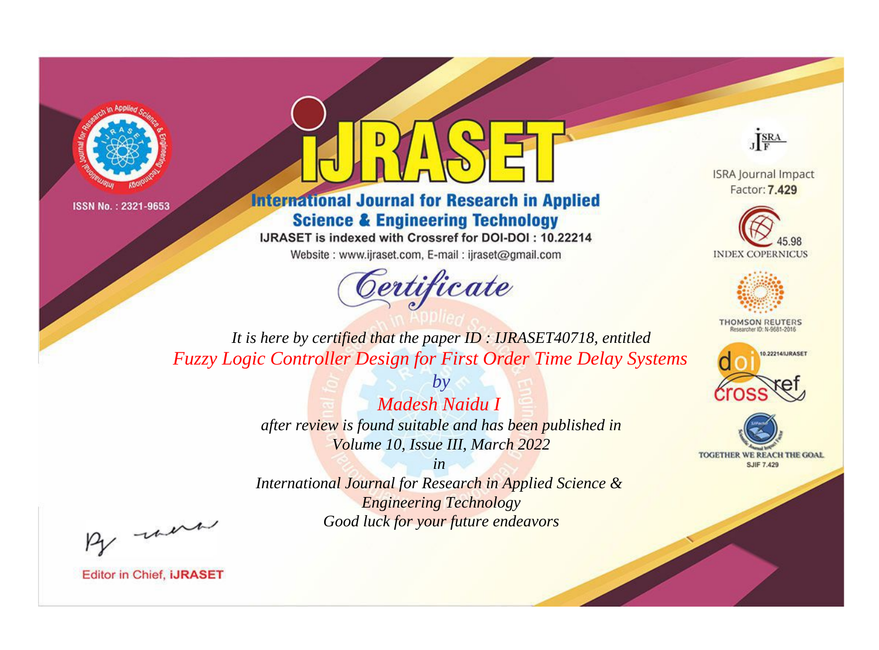ISSN No. : 2321-9653

# iJRASET

## International Journal for Research in Applied Science & Engineering Technology

IJRASET is indexed with Crossref for DOI-DOI : 10.22214

Website : www.ijraset.com, E-mail : ijraset@gmail.com

ISRA Journal Impact Factor: **7.429**

45.98 INDEX COPERNICUS

THOMSON REUTERS Researcher ID: N-9681-2016

10.22214/IJRASET

TOGETHER WE REACH THE GOAL SJIF 7.429

# Certificate

*It is here by certified that the paper ID : IJRASET40718, entitled*

*Fuzzy Logic Controller Design for First Order Time Delay Systems*

*by*

*Madesh Naidu I*

*after review is found suitable and has been published in*

*Volume 10, Issue III, March 2022*

*in*

*International Journal for Research in Applied Science & Engineering Technology*

*Good luck for your future endeavors*

Editor in Chief, **iJRASET**